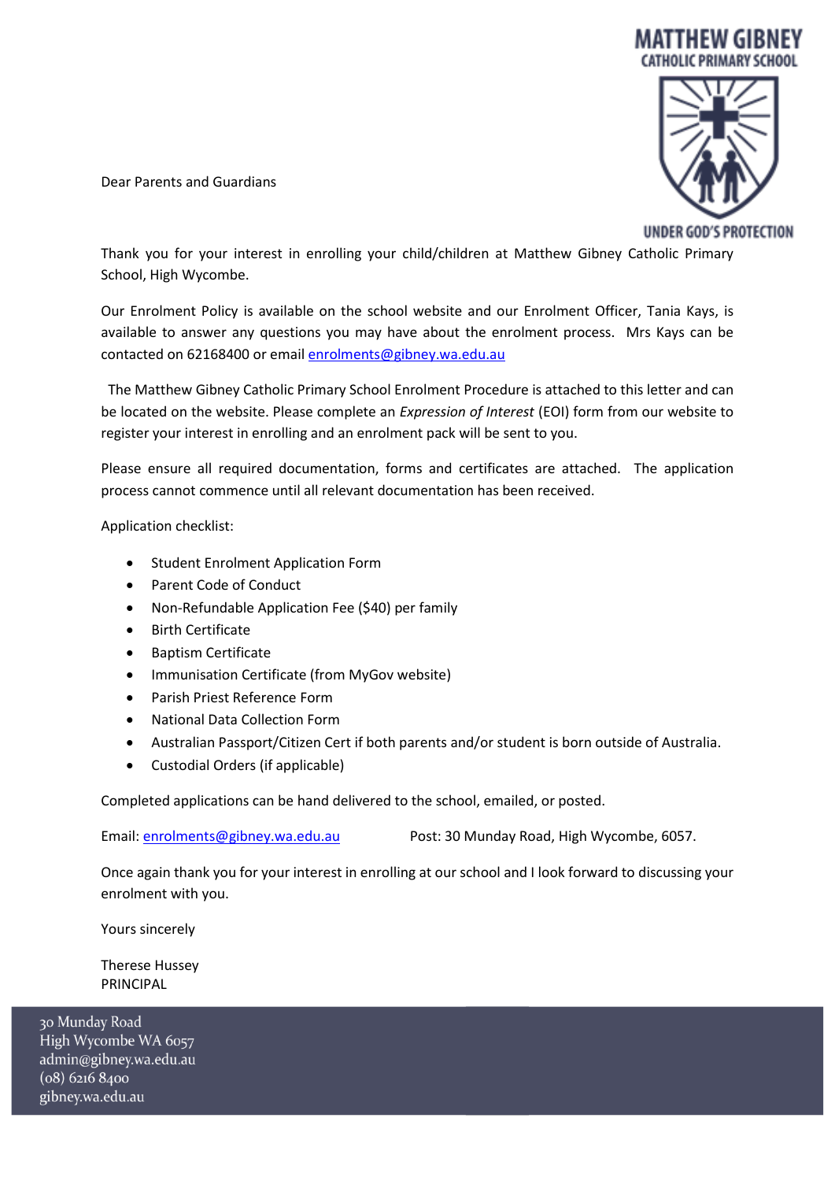MATTHEW GIBNEY
CATHOLIC PRIMARY SCHOOL

UNDER GOD'S PROTECTION

Dear Parents and Guardians

Thank you for your interest in enrolling your child/children at Matthew Gibney Catholic Primary School, High Wycombe.

Our Enrolment Policy is available on the school website and our Enrolment Officer, Tania Kays, is available to answer any questions you may have about the enrolment process. Mrs Kays can be contacted on 62168400 or email enrolments@gibney.wa.edu.au

The Matthew Gibney Catholic Primary School Enrolment Procedure is attached to this letter and can be located on the website. Please complete an *Expression of Interest* (EOI) form from our website to register your interest in enrolling and an enrolment pack will be sent to you.

Please ensure all required documentation, forms and certificates are attached. The application process cannot commence until all relevant documentation has been received.

Application checklist:

- Student Enrolment Application Form
- Parent Code of Conduct
- Non-Refundable Application Fee ($40) per family
- Birth Certificate
- Baptism Certificate
- Immunisation Certificate (from MyGov website)
- Parish Priest Reference Form
- National Data Collection Form
- Australian Passport/Citizen Cert if both parents and/or student is born outside of Australia.
- Custodial Orders (if applicable)

Completed applications can be hand delivered to the school, emailed, or posted.

Email: enrolments@gibney.wa.edu.au Post: 30 Munday Road, High Wycombe, 6057.

Once again thank you for your interest in enrolling at our school and I look forward to discussing your enrolment with you.

Yours sincerely

Therese Hussey
PRINCIPAL

30 Munday Road
High Wycombe WA 6057
admin@gibney.wa.edu.au
(08) 6216 8400
gibney.wa.edu.au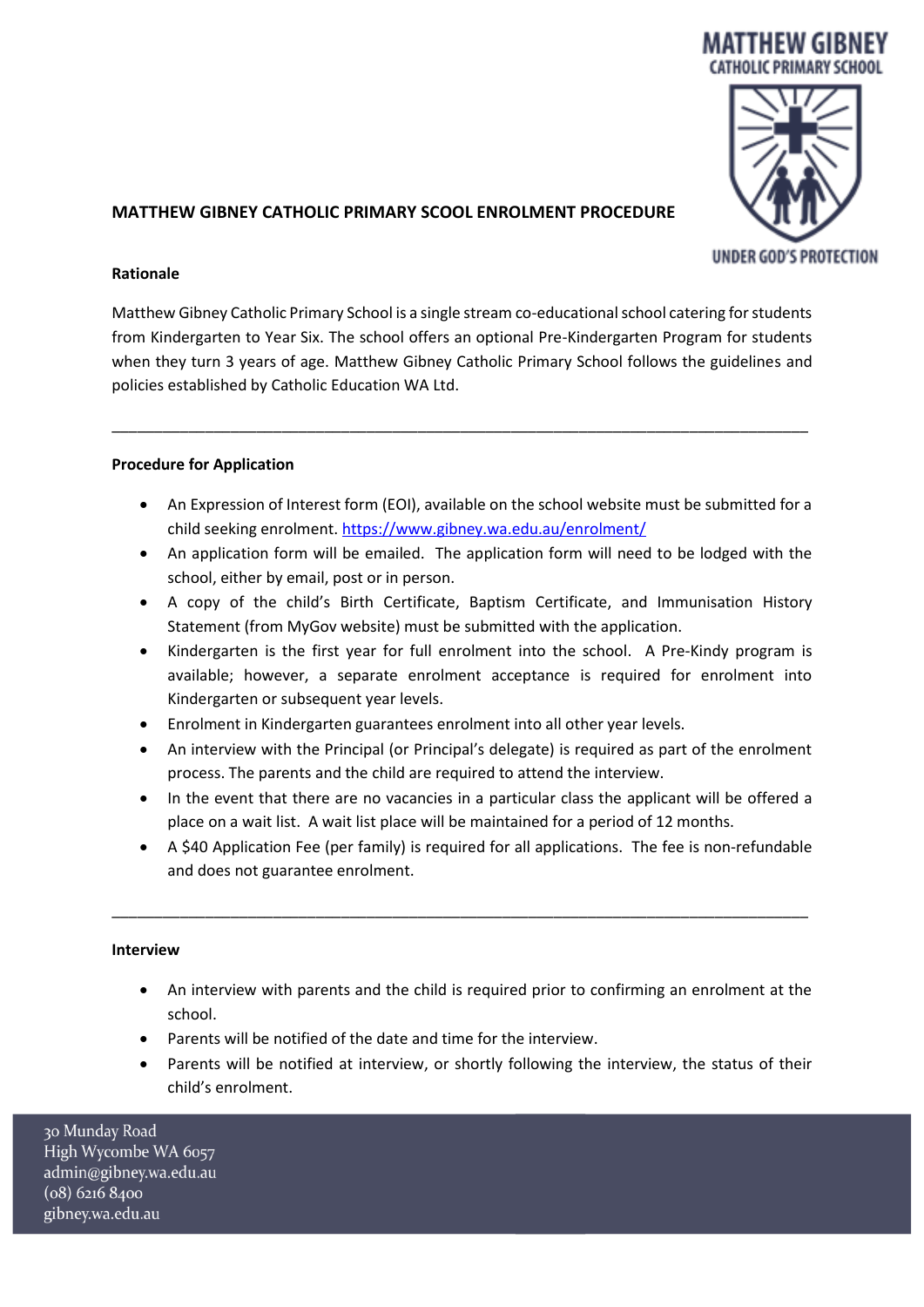# MATTHEW GIBNEY CATHOLIC PRIMARY SCOOL ENROLMENT PROCEDURE

## Rationale

Matthew Gibney Catholic Primary School is a single stream co-educational school catering for students from Kindergarten to Year Six. The school offers an optional Pre-Kindergarten Program for students when they turn 3 years of age. Matthew Gibney Catholic Primary School follows the guidelines and policies established by Catholic Education WA Ltd.

---

## Procedure for Application

- An Expression of Interest form (EOI), available on the school website must be submitted for a child seeking enrolment. https://www.gibney.wa.edu.au/enrolment/
- An application form will be emailed. The application form will need to be lodged with the school, either by email, post or in person.
- A copy of the child's Birth Certificate, Baptism Certificate, and Immunisation History Statement (from MyGov website) must be submitted with the application.
- Kindergarten is the first year for full enrolment into the school. A Pre-Kindy program is available; however, a separate enrolment acceptance is required for enrolment into Kindergarten or subsequent year levels.
- Enrolment in Kindergarten guarantees enrolment into all other year levels.
- An interview with the Principal (or Principal's delegate) is required as part of the enrolment process. The parents and the child are required to attend the interview.
- In the event that there are no vacancies in a particular class the applicant will be offered a place on a wait list. A wait list place will be maintained for a period of 12 months.
- A $40 Application Fee (per family) is required for all applications. The fee is non-refundable and does not guarantee enrolment.

---

## Interview

- An interview with parents and the child is required prior to confirming an enrolment at the school.
- Parents will be notified of the date and time for the interview.
- Parents will be notified at interview, or shortly following the interview, the status of their child's enrolment.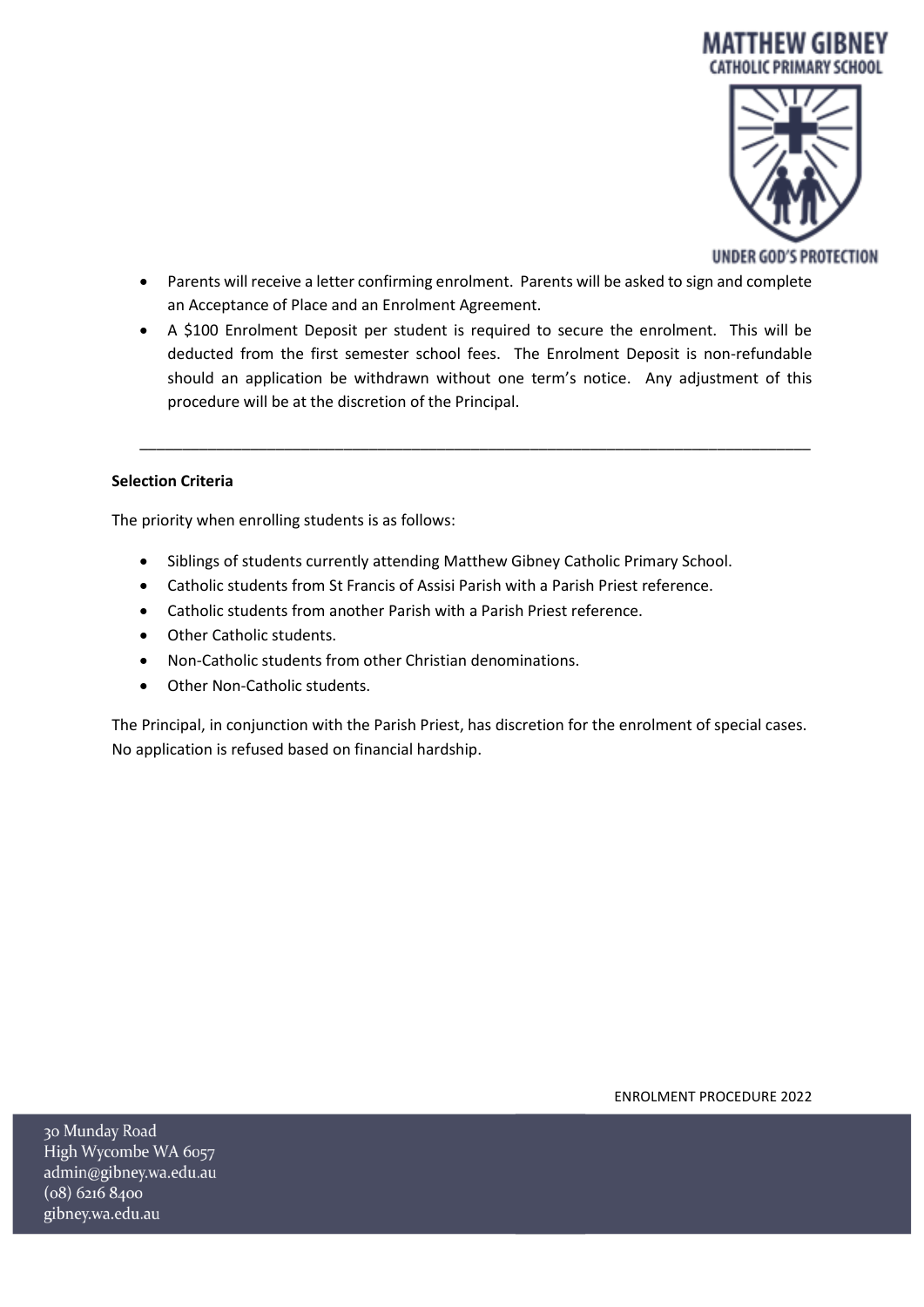- Parents will receive a letter confirming enrolment. Parents will be asked to sign and complete an Acceptance of Place and an Enrolment Agreement.
- A $100 Enrolment Deposit per student is required to secure the enrolment. This will be deducted from the first semester school fees. The Enrolment Deposit is non-refundable should an application be withdrawn without one term's notice. Any adjustment of this procedure will be at the discretion of the Principal.

---

**Selection Criteria**

The priority when enrolling students is as follows:

- Siblings of students currently attending Matthew Gibney Catholic Primary School.
- Catholic students from St Francis of Assisi Parish with a Parish Priest reference.
- Catholic students from another Parish with a Parish Priest reference.
- Other Catholic students.
- Non-Catholic students from other Christian denominations.
- Other Non-Catholic students.

The Principal, in conjunction with the Parish Priest, has discretion for the enrolment of special cases. No application is refused based on financial hardship.